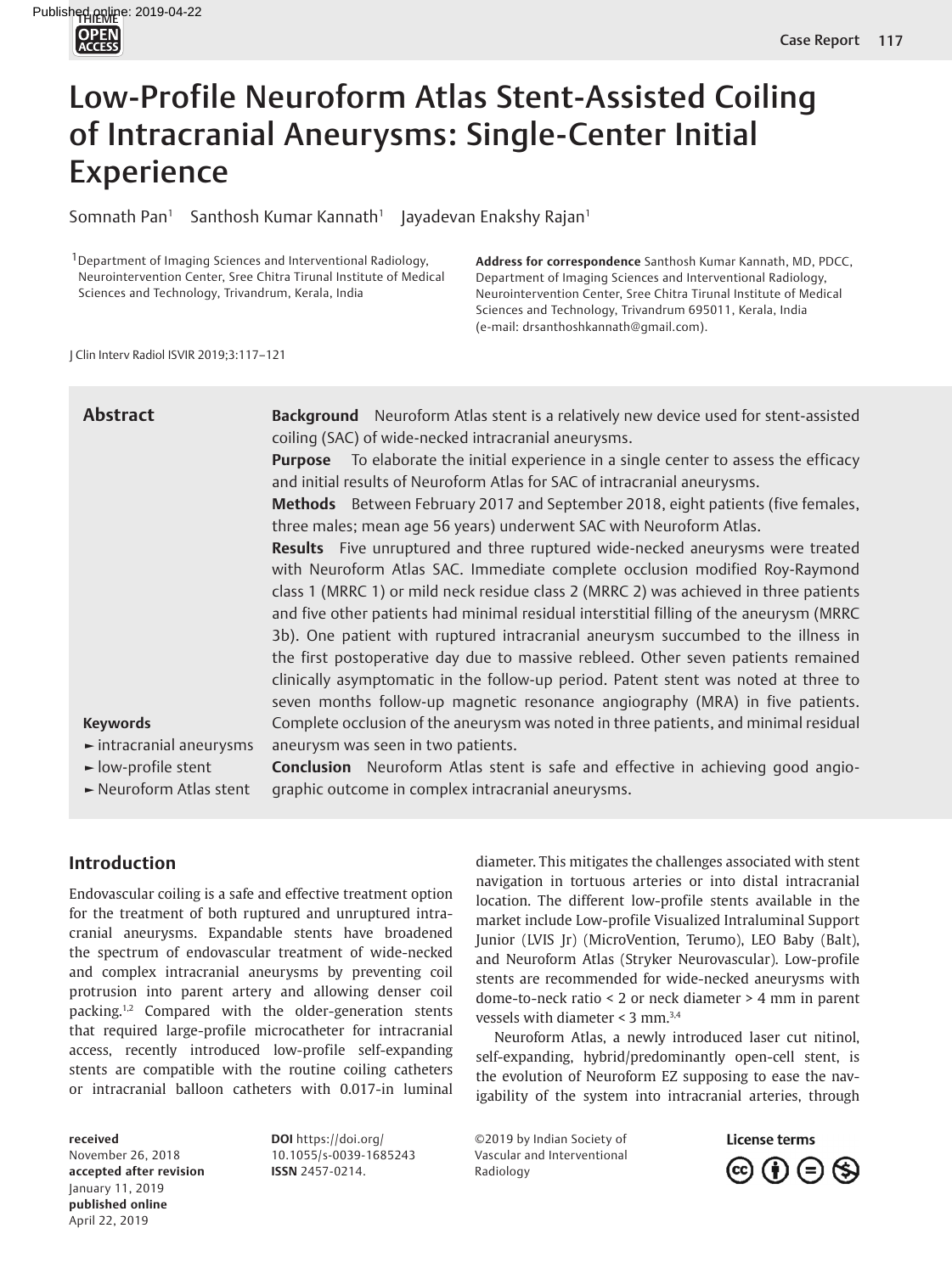# Low-Profile Neuroform Atlas Stent-Assisted Coiling of Intracranial Aneurysms: Single-Center Initial Experience

Somnath Pan[1] Santhosh Kumar Kannath[1] Jayadevan Enakshy Rajan[1]

[1]Department of Imaging Sciences and Interventional Radiology, Neurointervention Center, Sree Chitra Tirunal Institute of Medical Sciences and Technology, Trivandrum, Kerala, India

**Address for correspondence** Santhosh Kumar Kannath, MD, PDCC, Department of Imaging Sciences and Interventional Radiology, Neurointervention Center, Sree Chitra Tirunal Institute of Medical Sciences and Technology, Trivandrum 695011, Kerala, India (e-mail: drsanthoshkannath@gmail.com).

J Clin Interv Radiol ISVIR 2019;3:117–121

## Abstract

**Background** Neuroform Atlas stent is a relatively new device used for stent-assisted coiling (SAC) of wide-necked intracranial aneurysms.

**Purpose** To elaborate the initial experience in a single center to assess the efficacy and initial results of Neuroform Atlas for SAC of intracranial aneurysms.

**Methods** Between February 2017 and September 2018, eight patients (five females, three males; mean age 56 years) underwent SAC with Neuroform Atlas.

**Results** Five unruptured and three ruptured wide-necked aneurysms were treated with Neuroform Atlas SAC. Immediate complete occlusion modified Roy-Raymond class 1 (MRRC 1) or mild neck residue class 2 (MRRC 2) was achieved in three patients and five other patients had minimal residual interstitial filling of the aneurysm (MRRC 3b). One patient with ruptured intracranial aneurysm succumbed to the illness in the first postoperative day due to massive rebleed. Other seven patients remained clinically asymptomatic in the follow-up period. Patent stent was noted at three to seven months follow-up magnetic resonance angiography (MRA) in five patients. Complete occlusion of the aneurysm was noted in three patients, and minimal residual aneurysm was seen in two patients.

**Conclusion** Neuroform Atlas stent is safe and effective in achieving good angiographic outcome in complex intracranial aneurysms.

**Keywords**

- intracranial aneurysms
- low-profile stent
- Neuroform Atlas stent

## Introduction

Endovascular coiling is a safe and effective treatment option for the treatment of both ruptured and unruptured intracranial aneurysms. Expandable stents have broadened the spectrum of endovascular treatment of wide-necked and complex intracranial aneurysms by preventing coil protrusion into parent artery and allowing denser coil packing.[1,2] Compared with the older-generation stents that required large-profile microcatheter for intracranial access, recently introduced low-profile self-expanding stents are compatible with the routine coiling catheters or intracranial balloon catheters with 0.017-in luminal diameter. This mitigates the challenges associated with stent navigation in tortuous arteries or into distal intracranial location. The different low-profile stents available in the market include Low-profile Visualized Intraluminal Support Junior (LVIS Jr) (MicroVention, Terumo), LEO Baby (Balt), and Neuroform Atlas (Stryker Neurovascular). Low-profile stents are recommended for wide-necked aneurysms with dome-to-neck ratio < 2 or neck diameter > 4 mm in parent vessels with diameter < 3 mm.[3,4]

Neuroform Atlas, a newly introduced laser cut nitinol, self-expanding, hybrid/predominantly open-cell stent, is the evolution of Neuroform EZ supposing to ease the navigability of the system into intracranial arteries, through

**received** November 26, 2018
**accepted after revision** January 11, 2019
**published online** April 22, 2019

**DOI** https://doi.org/10.1055/s-0039-1685243
**ISSN** 2457-0214.

©2019 by Indian Society of Vascular and Interventional Radiology

**License terms**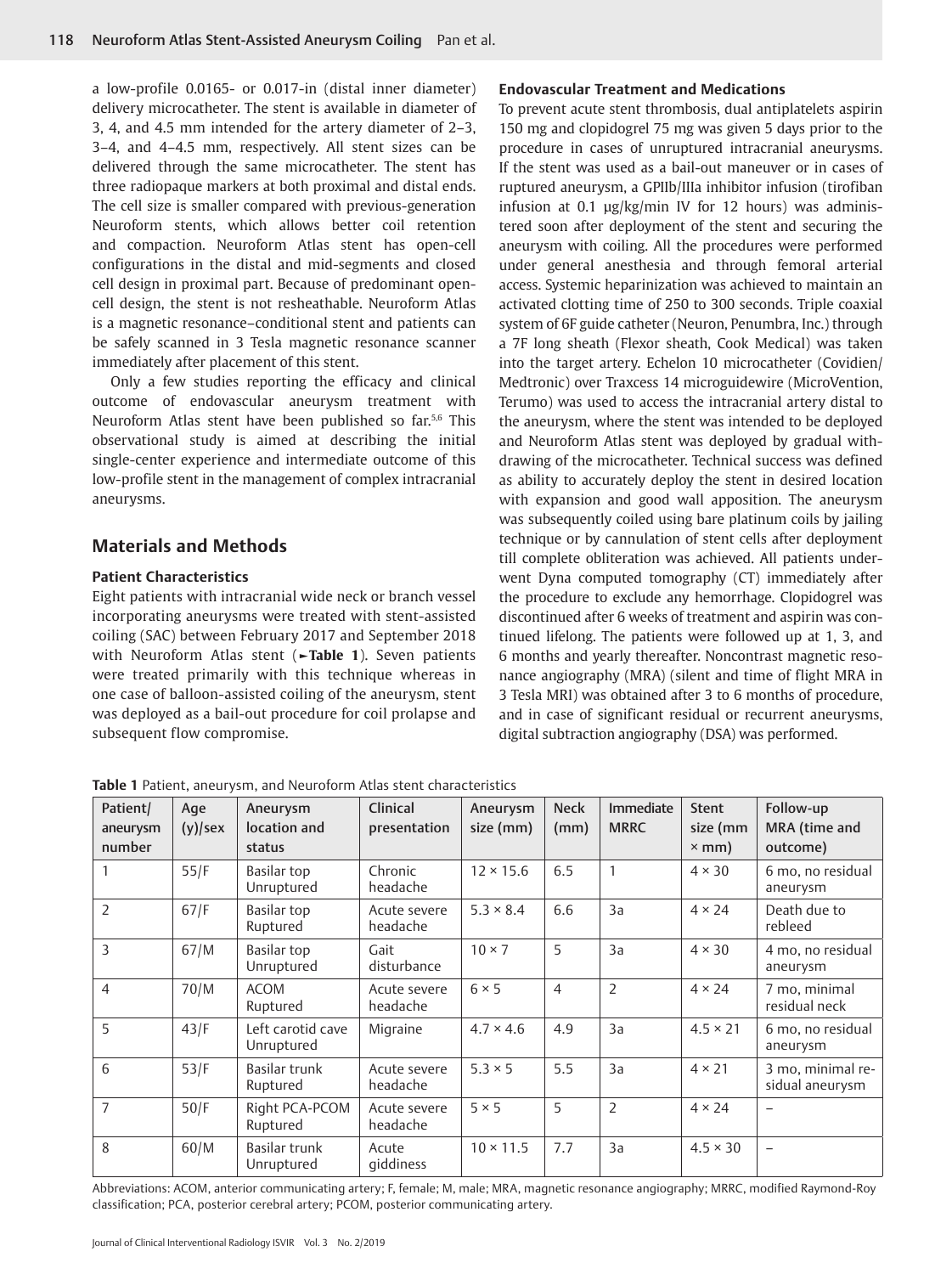a low-profile 0.0165- or 0.017-in (distal inner diameter) delivery microcatheter. The stent is available in diameter of 3, 4, and 4.5 mm intended for the artery diameter of 2–3, 3–4, and 4–4.5 mm, respectively. All stent sizes can be delivered through the same microcatheter. The stent has three radiopaque markers at both proximal and distal ends. The cell size is smaller compared with previous-generation Neuroform stents, which allows better coil retention and compaction. Neuroform Atlas stent has open-cell configurations in the distal and mid-segments and closed cell design in proximal part. Because of predominant open-cell design, the stent is not resheathable. Neuroform Atlas is a magnetic resonance–conditional stent and patients can be safely scanned in 3 Tesla magnetic resonance scanner immediately after placement of this stent.

Only a few studies reporting the efficacy and clinical outcome of endovascular aneurysm treatment with Neuroform Atlas stent have been published so far.[5,6] This observational study is aimed at describing the initial single-center experience and intermediate outcome of this low-profile stent in the management of complex intracranial aneurysms.

## Materials and Methods

### Patient Characteristics

Eight patients with intracranial wide neck or branch vessel incorporating aneurysms were treated with stent-assisted coiling (SAC) between February 2017 and September 2018 with Neuroform Atlas stent (►**Table 1**). Seven patients were treated primarily with this technique whereas in one case of balloon-assisted coiling of the aneurysm, stent was deployed as a bail-out procedure for coil prolapse and subsequent flow compromise.

### Endovascular Treatment and Medications

To prevent acute stent thrombosis, dual antiplatelets aspirin 150 mg and clopidogrel 75 mg was given 5 days prior to the procedure in cases of unruptured intracranial aneurysms. If the stent was used as a bail-out maneuver or in cases of ruptured aneurysm, a GPIIb/IIIa inhibitor infusion (tirofiban infusion at 0.1 µg/kg/min IV for 12 hours) was administered soon after deployment of the stent and securing the aneurysm with coiling. All the procedures were performed under general anesthesia and through femoral arterial access. Systemic heparinization was achieved to maintain an activated clotting time of 250 to 300 seconds. Triple coaxial system of 6F guide catheter (Neuron, Penumbra, Inc.) through a 7F long sheath (Flexor sheath, Cook Medical) was taken into the target artery. Echelon 10 microcatheter (Covidien/Medtronic) over Traxcess 14 microguidewire (MicroVention, Terumo) was used to access the intracranial artery distal to the aneurysm, where the stent was intended to be deployed and Neuroform Atlas stent was deployed by gradual withdrawing of the microcatheter. Technical success was defined as ability to accurately deploy the stent in desired location with expansion and good wall apposition. The aneurysm was subsequently coiled using bare platinum coils by jailing technique or by cannulation of stent cells after deployment till complete obliteration was achieved. All patients underwent Dyna computed tomography (CT) immediately after the procedure to exclude any hemorrhage. Clopidogrel was discontinued after 6 weeks of treatment and aspirin was continued lifelong. The patients were followed up at 1, 3, and 6 months and yearly thereafter. Noncontrast magnetic resonance angiography (MRA) (silent and time of flight MRA in 3 Tesla MRI) was obtained after 3 to 6 months of procedure, and in case of significant residual or recurrent aneurysms, digital subtraction angiography (DSA) was performed.

**Table 1** Patient, aneurysm, and Neuroform Atlas stent characteristics

| Patient/ aneurysm number | Age (y)/sex | Aneurysm location and status | Clinical presentation | Aneurysm size (mm) | Neck (mm) | Immediate MRRC | Stent size (mm × mm) | Follow-up MRA (time and outcome) |
|---|---|---|---|---|---|---|---|---|
| 1 | 55/F | Basilar top Unruptured | Chronic headache | 12 × 15.6 | 6.5 | 1 | 4 × 30 | 6 mo, no residual aneurysm |
| 2 | 67/F | Basilar top Ruptured | Acute severe headache | 5.3 × 8.4 | 6.6 | 3a | 4 × 24 | Death due to rebleed |
| 3 | 67/M | Basilar top Unruptured | Gait disturbance | 10 × 7 | 5 | 3a | 4 × 30 | 4 mo, no residual aneurysm |
| 4 | 70/M | ACOM Ruptured | Acute severe headache | 6 × 5 | 4 | 2 | 4 × 24 | 7 mo, minimal residual neck |
| 5 | 43/F | Left carotid cave Unruptured | Migraine | 4.7 × 4.6 | 4.9 | 3a | 4.5 × 21 | 6 mo, no residual aneurysm |
| 6 | 53/F | Basilar trunk Ruptured | Acute severe headache | 5.3 × 5 | 5.5 | 3a | 4 × 21 | 3 mo, minimal residual aneurysm |
| 7 | 50/F | Right PCA-PCOM Ruptured | Acute severe headache | 5 × 5 | 5 | 2 | 4 × 24 | – |
| 8 | 60/M | Basilar trunk Unruptured | Acute giddiness | 10 × 11.5 | 7.7 | 3a | 4.5 × 30 | – |

Abbreviations: ACOM, anterior communicating artery; F, female; M, male; MRA, magnetic resonance angiography; MRRC, modified Raymond-Roy classification; PCA, posterior cerebral artery; PCOM, posterior communicating artery.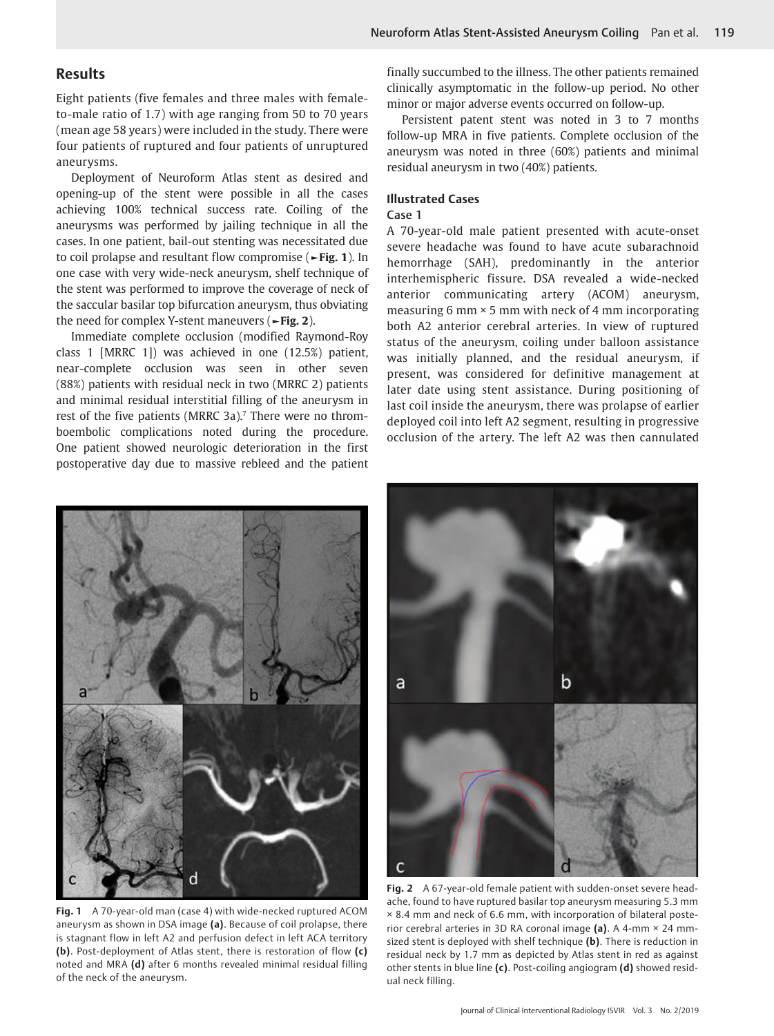## Results

Eight patients (five females and three males with female-to-male ratio of 1.7) with age ranging from 50 to 70 years (mean age 58 years) were included in the study. There were four patients of ruptured and four patients of unruptured aneurysms.

Deployment of Neuroform Atlas stent as desired and opening-up of the stent were possible in all the cases achieving 100% technical success rate. Coiling of the aneurysms was performed by jailing technique in all the cases. In one patient, bail-out stenting was necessitated due to coil prolapse and resultant flow compromise (►**Fig. 1**). In one case with very wide-neck aneurysm, shelf technique of the stent was performed to improve the coverage of neck of the saccular basilar top bifurcation aneurysm, thus obviating the need for complex Y-stent maneuvers (►**Fig. 2**).

Immediate complete occlusion (modified Raymond-Roy class 1 [MRRC 1]) was achieved in one (12.5%) patient, near-complete occlusion was seen in other seven (88%) patients with residual neck in two (MRRC 2) patients and minimal residual interstitial filling of the aneurysm in rest of the five patients (MRRC 3a).[7] There were no thromboembolic complications noted during the procedure. One patient showed neurologic deterioration in the first postoperative day due to massive rebleed and the patient finally succumbed to the illness. The other patients remained clinically asymptomatic in the follow-up period. No other minor or major adverse events occurred on follow-up.

Persistent patent stent was noted in 3 to 7 months follow-up MRA in five patients. Complete occlusion of the aneurysm was noted in three (60%) patients and minimal residual aneurysm in two (40%) patients.

### Illustrated Cases

#### Case 1

A 70-year-old male patient presented with acute-onset severe headache was found to have acute subarachnoid hemorrhage (SAH), predominantly in the anterior interhemispheric fissure. DSA revealed a wide-necked anterior communicating artery (ACOM) aneurysm, measuring 6 mm × 5 mm with neck of 4 mm incorporating both A2 anterior cerebral arteries. In view of ruptured status of the aneurysm, coiling under balloon assistance was initially planned, and the residual aneurysm, if present, was considered for definitive management at later date using stent assistance. During positioning of last coil inside the aneurysm, there was prolapse of earlier deployed coil into left A2 segment, resulting in progressive occlusion of the artery. The left A2 was then cannulated

**Fig. 1** A 70-year-old man (case 4) with wide-necked ruptured ACOM aneurysm as shown in DSA image **(a)**. Because of coil prolapse, there is stagnant flow in left A2 and perfusion defect in left ACA territory **(b)**. Post-deployment of Atlas stent, there is restoration of flow **(c)** noted and MRA **(d)** after 6 months revealed minimal residual filling of the neck of the aneurysm.

**Fig. 2** A 67-year-old female patient with sudden-onset severe headache, found to have ruptured basilar top aneurysm measuring 5.3 mm × 8.4 mm and neck of 6.6 mm, with incorporation of bilateral posterior cerebral arteries in 3D RA coronal image **(a)**. A 4-mm × 24 mm-sized stent is deployed with shelf technique **(b)**. There is reduction in residual neck by 1.7 mm as depicted by Atlas stent in red as against other stents in blue line **(c)**. Post-coiling angiogram **(d)** showed residual neck filling.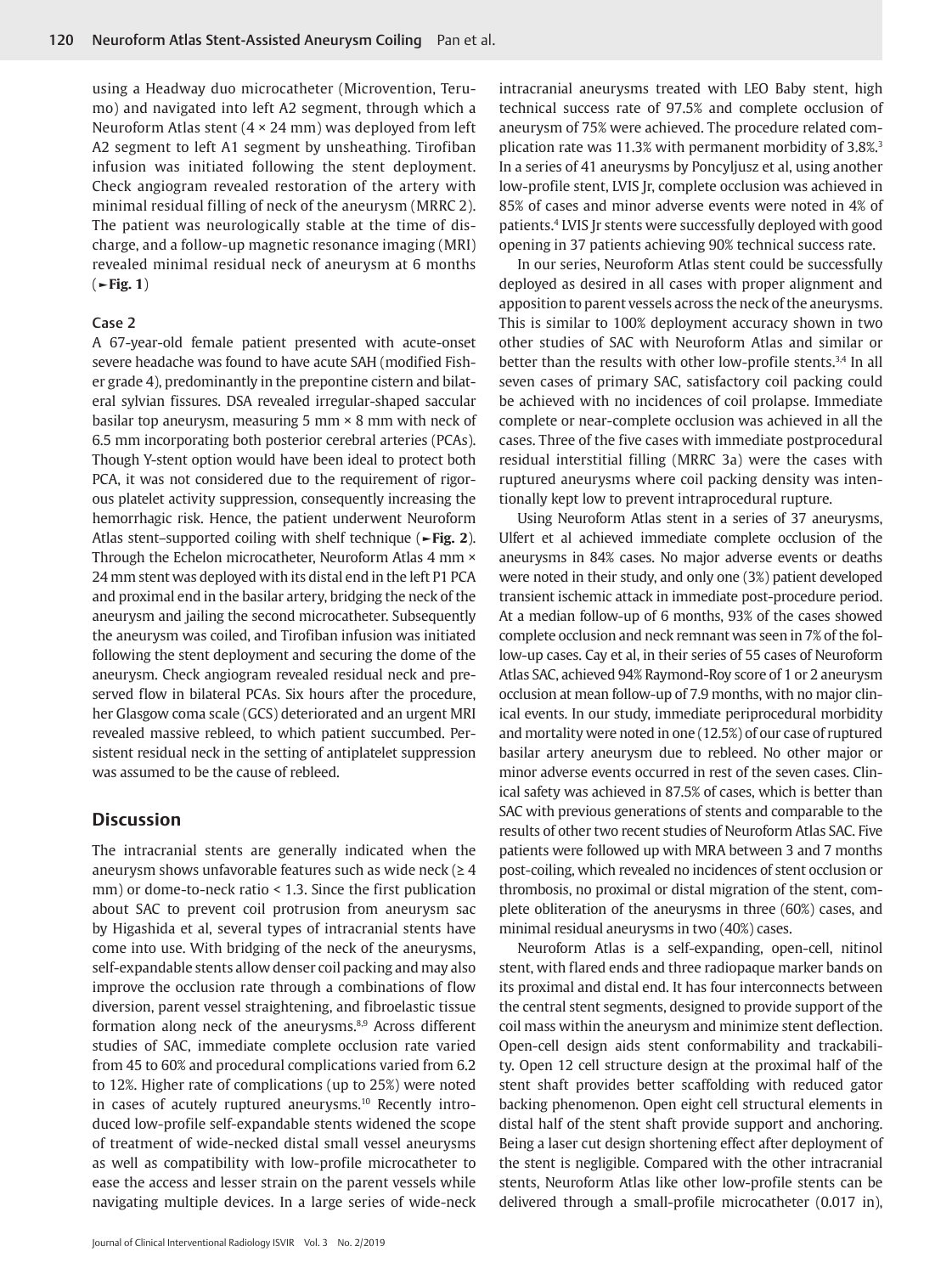using a Headway duo microcatheter (Microvention, Terumo) and navigated into left A2 segment, through which a Neuroform Atlas stent (4 × 24 mm) was deployed from left A2 segment to left A1 segment by unsheathing. Tirofiban infusion was initiated following the stent deployment. Check angiogram revealed restoration of the artery with minimal residual filling of neck of the aneurysm (MRRC 2). The patient was neurologically stable at the time of discharge, and a follow-up magnetic resonance imaging (MRI) revealed minimal residual neck of aneurysm at 6 months (►**Fig. 1**)

### Case 2

A 67-year-old female patient presented with acute-onset severe headache was found to have acute SAH (modified Fisher grade 4), predominantly in the prepontine cistern and bilateral sylvian fissures. DSA revealed irregular-shaped saccular basilar top aneurysm, measuring 5 mm × 8 mm with neck of 6.5 mm incorporating both posterior cerebral arteries (PCAs). Though Y-stent option would have been ideal to protect both PCA, it was not considered due to the requirement of rigorous platelet activity suppression, consequently increasing the hemorrhagic risk. Hence, the patient underwent Neuroform Atlas stent–supported coiling with shelf technique (►**Fig. 2**). Through the Echelon microcatheter, Neuroform Atlas 4 mm × 24 mm stent was deployed with its distal end in the left P1 PCA and proximal end in the basilar artery, bridging the neck of the aneurysm and jailing the second microcatheter. Subsequently the aneurysm was coiled, and Tirofiban infusion was initiated following the stent deployment and securing the dome of the aneurysm. Check angiogram revealed residual neck and preserved flow in bilateral PCAs. Six hours after the procedure, her Glasgow coma scale (GCS) deteriorated and an urgent MRI revealed massive rebleed, to which patient succumbed. Persistent residual neck in the setting of antiplatelet suppression was assumed to be the cause of rebleed.

## Discussion

The intracranial stents are generally indicated when the aneurysm shows unfavorable features such as wide neck (≥ 4 mm) or dome-to-neck ratio < 1.3. Since the first publication about SAC to prevent coil protrusion from aneurysm sac by Higashida et al, several types of intracranial stents have come into use. With bridging of the neck of the aneurysms, self-expandable stents allow denser coil packing and may also improve the occlusion rate through a combinations of flow diversion, parent vessel straightening, and fibroelastic tissue formation along neck of the aneurysms.[8,9] Across different studies of SAC, immediate complete occlusion rate varied from 45 to 60% and procedural complications varied from 6.2 to 12%. Higher rate of complications (up to 25%) were noted in cases of acutely ruptured aneurysms.[10] Recently introduced low-profile self-expandable stents widened the scope of treatment of wide-necked distal small vessel aneurysms as well as compatibility with low-profile microcatheter to ease the access and lesser strain on the parent vessels while navigating multiple devices. In a large series of wide-neck intracranial aneurysms treated with LEO Baby stent, high technical success rate of 97.5% and complete occlusion of aneurysm of 75% were achieved. The procedure related complication rate was 11.3% with permanent morbidity of 3.8%.[3] In a series of 41 aneurysms by Poncyljusz et al, using another low-profile stent, LVIS Jr, complete occlusion was achieved in 85% of cases and minor adverse events were noted in 4% of patients.[4] LVIS Jr stents were successfully deployed with good opening in 37 patients achieving 90% technical success rate.

In our series, Neuroform Atlas stent could be successfully deployed as desired in all cases with proper alignment and apposition to parent vessels across the neck of the aneurysms. This is similar to 100% deployment accuracy shown in two other studies of SAC with Neuroform Atlas and similar or better than the results with other low-profile stents.[3,4] In all seven cases of primary SAC, satisfactory coil packing could be achieved with no incidences of coil prolapse. Immediate complete or near-complete occlusion was achieved in all the cases. Three of the five cases with immediate postprocedural residual interstitial filling (MRRC 3a) were the cases with ruptured aneurysms where coil packing density was intentionally kept low to prevent intraprocedural rupture.

Using Neuroform Atlas stent in a series of 37 aneurysms, Ulfert et al achieved immediate complete occlusion of the aneurysms in 84% cases. No major adverse events or deaths were noted in their study, and only one (3%) patient developed transient ischemic attack in immediate post-procedure period. At a median follow-up of 6 months, 93% of the cases showed complete occlusion and neck remnant was seen in 7% of the follow-up cases. Cay et al, in their series of 55 cases of Neuroform Atlas SAC, achieved 94% Raymond-Roy score of 1 or 2 aneurysm occlusion at mean follow-up of 7.9 months, with no major clinical events. In our study, immediate periprocedural morbidity and mortality were noted in one (12.5%) of our case of ruptured basilar artery aneurysm due to rebleed. No other major or minor adverse events occurred in rest of the seven cases. Clinical safety was achieved in 87.5% of cases, which is better than SAC with previous generations of stents and comparable to the results of other two recent studies of Neuroform Atlas SAC. Five patients were followed up with MRA between 3 and 7 months post-coiling, which revealed no incidences of stent occlusion or thrombosis, no proximal or distal migration of the stent, complete obliteration of the aneurysms in three (60%) cases, and minimal residual aneurysms in two (40%) cases.

Neuroform Atlas is a self-expanding, open-cell, nitinol stent, with flared ends and three radiopaque marker bands on its proximal and distal end. It has four interconnects between the central stent segments, designed to provide support of the coil mass within the aneurysm and minimize stent deflection. Open-cell design aids stent conformability and trackability. Open 12 cell structure design at the proximal half of the stent shaft provides better scaffolding with reduced gator backing phenomenon. Open eight cell structural elements in distal half of the stent shaft provide support and anchoring. Being a laser cut design shortening effect after deployment of the stent is negligible. Compared with the other intracranial stents, Neuroform Atlas like other low-profile stents can be delivered through a small-profile microcatheter (0.017 in),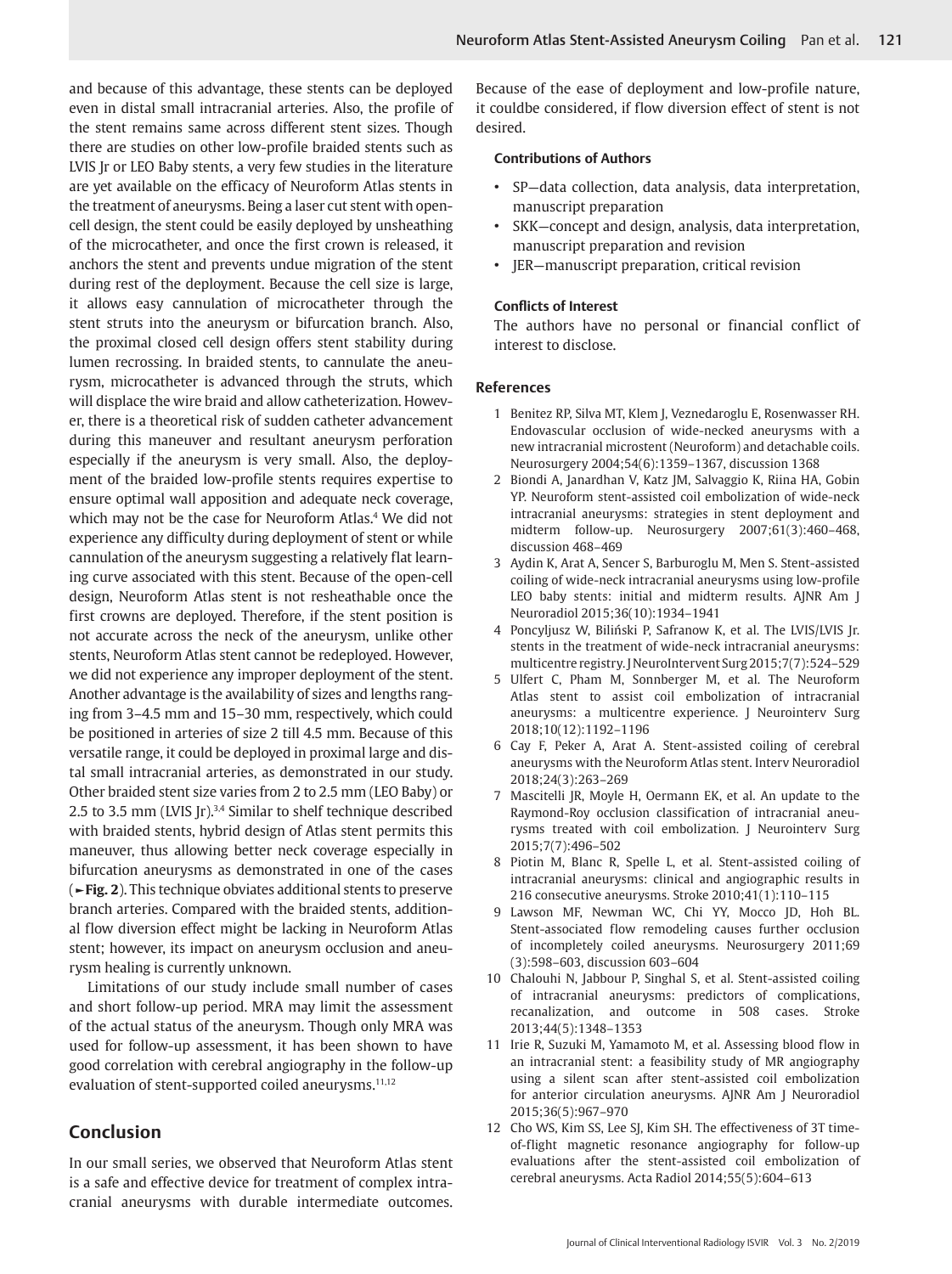and because of this advantage, these stents can be deployed even in distal small intracranial arteries. Also, the profile of the stent remains same across different stent sizes. Though there are studies on other low-profile braided stents such as LVIS Jr or LEO Baby stents, a very few studies in the literature are yet available on the efficacy of Neuroform Atlas stents in the treatment of aneurysms. Being a laser cut stent with open-cell design, the stent could be easily deployed by unsheathing of the microcatheter, and once the first crown is released, it anchors the stent and prevents undue migration of the stent during rest of the deployment. Because the cell size is large, it allows easy cannulation of microcatheter through the stent struts into the aneurysm or bifurcation branch. Also, the proximal closed cell design offers stent stability during lumen recrossing. In braided stents, to cannulate the aneurysm, microcatheter is advanced through the struts, which will displace the wire braid and allow catheterization. However, there is a theoretical risk of sudden catheter advancement during this maneuver and resultant aneurysm perforation especially if the aneurysm is very small. Also, the deployment of the braided low-profile stents requires expertise to ensure optimal wall apposition and adequate neck coverage, which may not be the case for Neuroform Atlas.[4] We did not experience any difficulty during deployment of stent or while cannulation of the aneurysm suggesting a relatively flat learning curve associated with this stent. Because of the open-cell design, Neuroform Atlas stent is not resheathable once the first crowns are deployed. Therefore, if the stent position is not accurate across the neck of the aneurysm, unlike other stents, Neuroform Atlas stent cannot be redeployed. However, we did not experience any improper deployment of the stent. Another advantage is the availability of sizes and lengths ranging from 3–4.5 mm and 15–30 mm, respectively, which could be positioned in arteries of size 2 till 4.5 mm. Because of this versatile range, it could be deployed in proximal large and distal small intracranial arteries, as demonstrated in our study. Other braided stent size varies from 2 to 2.5 mm (LEO Baby) or 2.5 to 3.5 mm (LVIS Jr).[3,4] Similar to shelf technique described with braided stents, hybrid design of Atlas stent permits this maneuver, thus allowing better neck coverage especially in bifurcation aneurysms as demonstrated in one of the cases (**►Fig. 2**). This technique obviates additional stents to preserve branch arteries. Compared with the braided stents, additional flow diversion effect might be lacking in Neuroform Atlas stent; however, its impact on aneurysm occlusion and aneurysm healing is currently unknown.

Limitations of our study include small number of cases and short follow-up period. MRA may limit the assessment of the actual status of the aneurysm. Though only MRA was used for follow-up assessment, it has been shown to have good correlation with cerebral angiography in the follow-up evaluation of stent-supported coiled aneurysms.[11,12]

## Conclusion

In our small series, we observed that Neuroform Atlas stent is a safe and effective device for treatment of complex intracranial aneurysms with durable intermediate outcomes. Because of the ease of deployment and low-profile nature, it couldbe considered, if flow diversion effect of stent is not desired.

### Contributions of Authors

- SP—data collection, data analysis, data interpretation, manuscript preparation
- SKK—concept and design, analysis, data interpretation, manuscript preparation and revision
- JER—manuscript preparation, critical revision

### Conflicts of Interest

The authors have no personal or financial conflict of interest to disclose.

## References

1. Benitez RP, Silva MT, Klem J, Veznedaroglu E, Rosenwasser RH. Endovascular occlusion of wide-necked aneurysms with a new intracranial microstent (Neuroform) and detachable coils. Neurosurgery 2004;54(6):1359–1367, discussion 1368
2. Biondi A, Janardhan V, Katz JM, Salvaggio K, Riina HA, Gobin YP. Neuroform stent-assisted coil embolization of wide-neck intracranial aneurysms: strategies in stent deployment and midterm follow-up. Neurosurgery 2007;61(3):460–468, discussion 468–469
3. Aydin K, Arat A, Sencer S, Barburoglu M, Men S. Stent-assisted coiling of wide-neck intracranial aneurysms using low-profile LEO baby stents: initial and midterm results. AJNR Am J Neuroradiol 2015;36(10):1934–1941
4. Poncyljusz W, Biliński P, Safranow K, et al. The LVIS/LVIS Jr. stents in the treatment of wide-neck intracranial aneurysms: multicentre registry. J NeuroIntervent Surg 2015;7(7):524–529
5. Ulfert C, Pham M, Sonnberger M, et al. The Neuroform Atlas stent to assist coil embolization of intracranial aneurysms: a multicentre experience. J Neurointerv Surg 2018;10(12):1192–1196
6. Cay F, Peker A, Arat A. Stent-assisted coiling of cerebral aneurysms with the Neuroform Atlas stent. Interv Neuroradiol 2018;24(3):263–269
7. Mascitelli JR, Moyle H, Oermann EK, et al. An update to the Raymond-Roy occlusion classification of intracranial aneurysms treated with coil embolization. J Neurointerv Surg 2015;7(7):496–502
8. Piotin M, Blanc R, Spelle L, et al. Stent-assisted coiling of intracranial aneurysms: clinical and angiographic results in 216 consecutive aneurysms. Stroke 2010;41(1):110–115
9. Lawson MF, Newman WC, Chi YY, Mocco JD, Hoh BL. Stent-associated flow remodeling causes further occlusion of incompletely coiled aneurysms. Neurosurgery 2011;69 (3):598–603, discussion 603–604
10. Chalouhi N, Jabbour P, Singhal S, et al. Stent-assisted coiling of intracranial aneurysms: predictors of complications, recanalization, and outcome in 508 cases. Stroke 2013;44(5):1348–1353
11. Irie R, Suzuki M, Yamamoto M, et al. Assessing blood flow in an intracranial stent: a feasibility study of MR angiography using a silent scan after stent-assisted coil embolization for anterior circulation aneurysms. AJNR Am J Neuroradiol 2015;36(5):967–970
12. Cho WS, Kim SS, Lee SJ, Kim SH. The effectiveness of 3T time-of-flight magnetic resonance angiography for follow-up evaluations after the stent-assisted coil embolization of cerebral aneurysms. Acta Radiol 2014;55(5):604–613